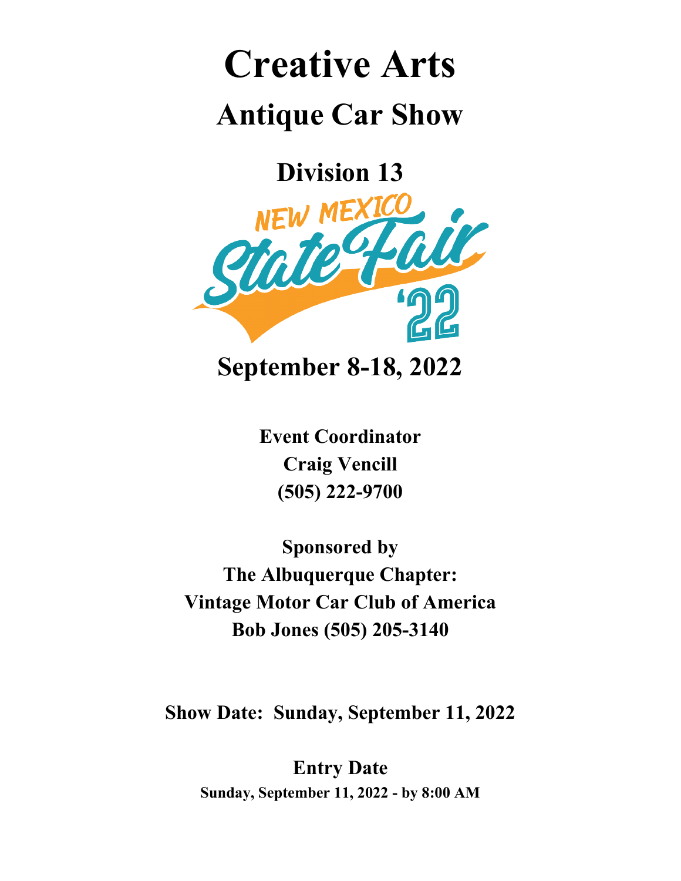# Creative Arts

## Antique Car Show

### Division 13

NEW MEXICO State Fair '22

**September 8-18, 2022**

**Event Coordinator**
**Craig Vencill**
**(505) 222-9700**

**Sponsored by**
**The Albuquerque Chapter:**
**Vintage Motor Car Club of America**
**Bob Jones (505) 205-3140**

**Show Date: Sunday, September 11, 2022**

**Entry Date**
**Sunday, September 11, 2022 - by 8:00 AM**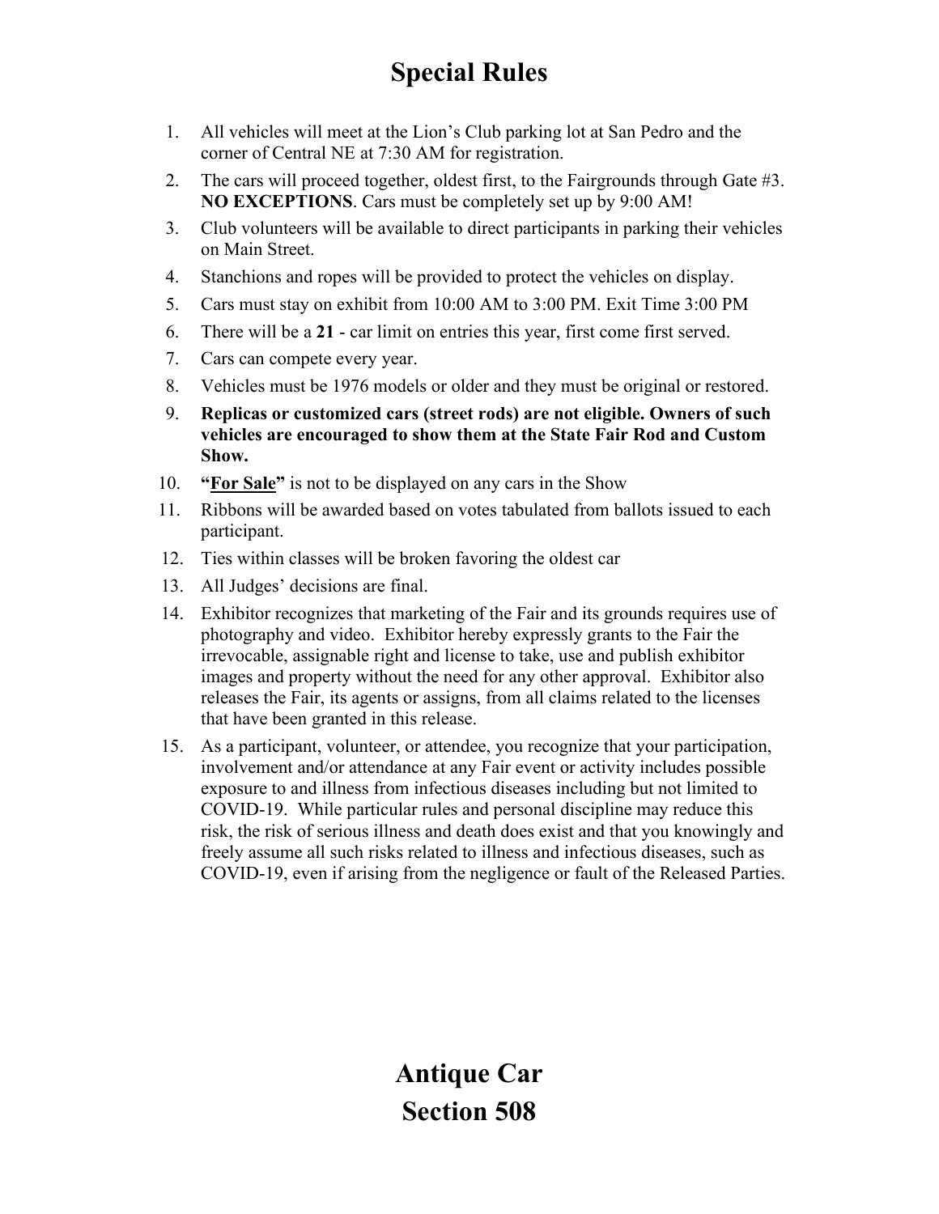# Special Rules

1. All vehicles will meet at the Lion's Club parking lot at San Pedro and the corner of Central NE at 7:30 AM for registration.
2. The cars will proceed together, oldest first, to the Fairgrounds through Gate #3. **NO EXCEPTIONS**. Cars must be completely set up by 9:00 AM!
3. Club volunteers will be available to direct participants in parking their vehicles on Main Street.
4. Stanchions and ropes will be provided to protect the vehicles on display.
5. Cars must stay on exhibit from 10:00 AM to 3:00 PM. Exit Time 3:00 PM
6. There will be a **21** - car limit on entries this year, first come first served.
7. Cars can compete every year.
8. Vehicles must be 1976 models or older and they must be original or restored.
9. **Replicas or customized cars (street rods) are not eligible. Owners of such vehicles are encouraged to show them at the State Fair Rod and Custom Show.**
10. **"For Sale"** is not to be displayed on any cars in the Show
11. Ribbons will be awarded based on votes tabulated from ballots issued to each participant.
12. Ties within classes will be broken favoring the oldest car
13. All Judges' decisions are final.
14. Exhibitor recognizes that marketing of the Fair and its grounds requires use of photography and video. Exhibitor hereby expressly grants to the Fair the irrevocable, assignable right and license to take, use and publish exhibitor images and property without the need for any other approval. Exhibitor also releases the Fair, its agents or assigns, from all claims related to the licenses that have been granted in this release.
15. As a participant, volunteer, or attendee, you recognize that your participation, involvement and/or attendance at any Fair event or activity includes possible exposure to and illness from infectious diseases including but not limited to COVID-19. While particular rules and personal discipline may reduce this risk, the risk of serious illness and death does exist and that you knowingly and freely assume all such risks related to illness and infectious diseases, such as COVID-19, even if arising from the negligence or fault of the Released Parties.

# Antique Car
# Section 508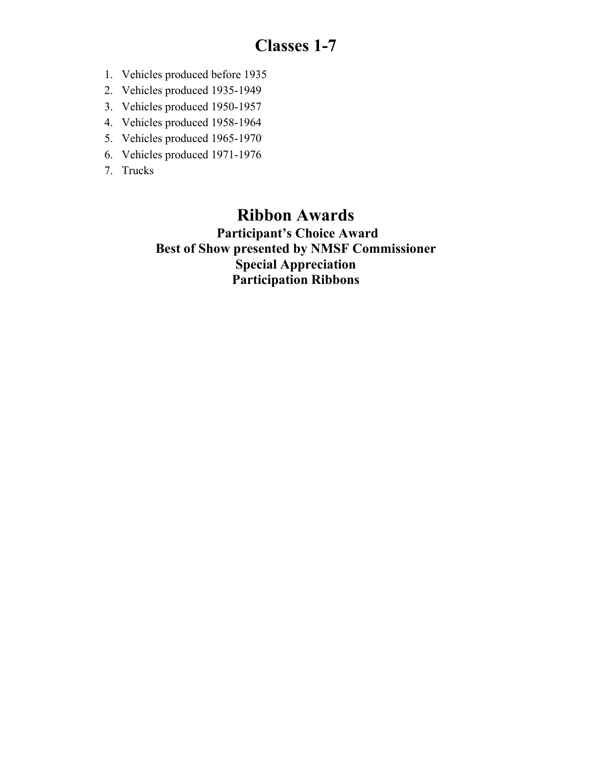# Classes 1-7

1. Vehicles produced before 1935
2. Vehicles produced 1935-1949
3. Vehicles produced 1950-1957
4. Vehicles produced 1958-1964
5. Vehicles produced 1965-1970
6. Vehicles produced 1971-1976
7. Trucks

# Ribbon Awards

**Participant's Choice Award**

**Best of Show presented by NMSF Commissioner**

**Special Appreciation**

**Participation Ribbons**